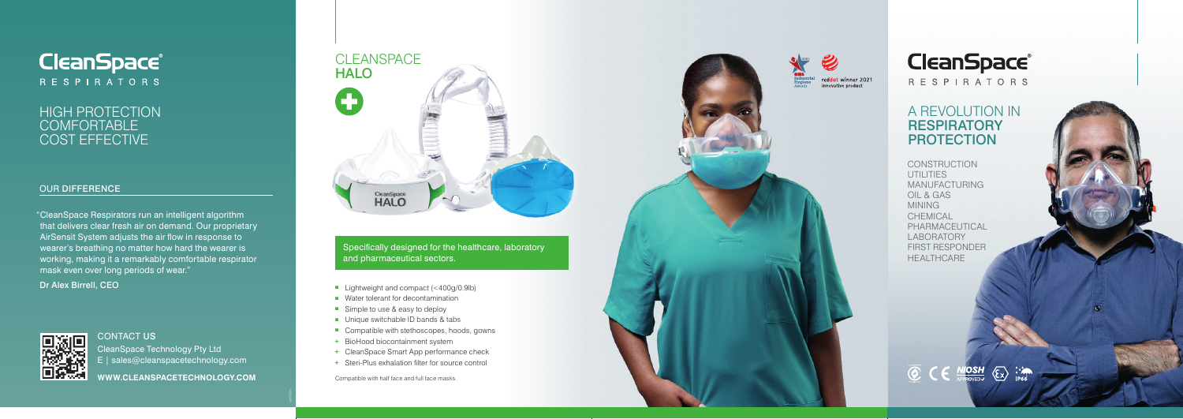# CleanSpace®
RESPIRATORS

## HIGH PROTECTION
## COMFORTABLE
## COST EFFECTIVE

### OUR DIFFERENCE

"CleanSpace Respirators run an intelligent algorithm that delivers clear fresh air on demand. Our proprietary AirSensit System adjusts the air flow in response to wearer's breathing no matter how hard the wearer is working, making it a remarkably comfortable respirator mask even over long periods of wear."

**Dr Alex Birrell, CEO**

CONTACT US

CleanSpace Technology Pty Ltd

E | sales@cleanspacetechnology.com

**WWW.CLEANSPACETECHNOLOGY.COM**

## CLEANSPACE
## HALO

Specifically designed for the healthcare, laboratory and pharmaceutical sectors.

- Lightweight and compact (<400g/0.9lb)
- Water tolerant for decontamination
- Simple to use & easy to deploy
- Unique switchable ID bands & tabs
- Compatible with stethoscopes, hoods, gowns
- + BioHood biocontainment system
- + CleanSpace Smart App performance check
- + Steri-Plus exhalation filter for source control

Compatible with half face and full face masks.

reddot winner 2021
innovative product

# CleanSpace®
RESPIRATORS

## A REVOLUTION IN RESPIRATORY PROTECTION

CONSTRUCTION
UTILITIES
MANUFACTURING
OIL & GAS
MINING
CHEMICAL
PHARMACEUTICAL
LABORATORY
FIRST RESPONDER
HEALTHCARE

CE NIOSH APPROVED IP66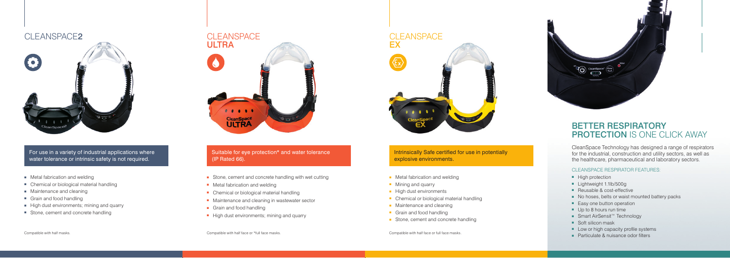## CLEANSPACE2

For use in a variety of industrial applications where water tolerance or intrinsic safety is not required.

- Metal fabrication and welding
- Chemical or biological material handling
- Maintenance and cleaning
- Grain and food handling
- High dust environments; mining and quarry
- Stone, cement and concrete handling

Compatible with half masks.

## CLEANSPACE ULTRA

Suitable for eye protection* and water tolerance (IP Rated 66).

- Stone, cement and concrete handling with wet cutting
- Metal fabrication and welding
- Chemical or biological material handling
- Maintenance and cleaning in wastewater sector
- Grain and food handling
- High dust environments; mining and quarry

Compatible with half face or *full face masks.

## CLEANSPACE EX

Intrinsically Safe certified for use in potentially explosive environments.

- Metal fabrication and welding
- Mining and quarry
- High dust environments
- Chemical or biological material handling
- Maintenance and cleaning
- Grain and food handling
- Stone, cement and concrete handling

Compatible with half face or full face masks.

## BETTER RESPIRATORY PROTECTION IS ONE CLICK AWAY

CleanSpace Technology has designed a range of respirators for the industrial, construction and utility sectors, as well as the healthcare, pharmaceutical and laboratory sectors.

### CLEANSPACE RESPIRATOR FEATURES:

- High protection
- Lightweight 1.1lb/500g
- Reusable & cost-effective
- No hoses, belts or waist mounted battery packs
- Easy one button operation
- Up to 8 hours run time
- Smart AirSensit™ Technology
- Soft silicon mask
- Low or high capacity profile systems
- Particulate & nuisance odor filters